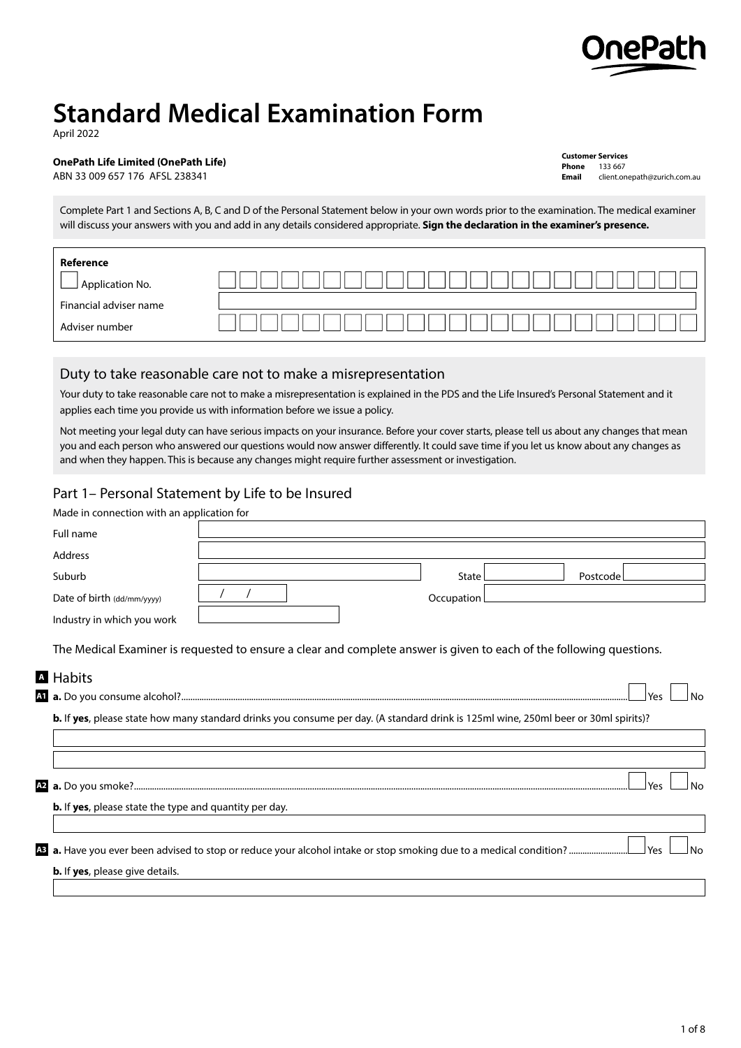# Standard Medical Examination Form

April 2022

**OnePath Life Limited (OnePath Life)**
ABN 33 009 657 176 AFSL 238341

**Customer Services**
**Phone** 133 667
**Email** client.onepath@zurich.com.au

Complete Part 1 and Sections A, B, C and D of the Personal Statement below in your own words prior to the examination. The medical examiner will discuss your answers with you and add in any details considered appropriate. **Sign the declaration in the examiner's presence.**

**Reference**

| | |
|---|---|
| ☐ Application No. | |
| Financial adviser name | |
| Adviser number | |

## Duty to take reasonable care not to make a misrepresentation

Your duty to take reasonable care not to make a misrepresentation is explained in the PDS and the Life Insured's Personal Statement and it applies each time you provide us with information before we issue a policy.

Not meeting your legal duty can have serious impacts on your insurance. Before your cover starts, please tell us about any changes that mean you and each person who answered our questions would now answer differently. It could save time if you let us know about any changes as and when they happen. This is because any changes might require further assessment or investigation.

## Part 1– Personal Statement by Life to be Insured

Made in connection with an application for

| | | | |
|---|---|---|---|
| Full name | | | |
| Address | | | |
| Suburb | | State | Postcode |
| Date of birth (dd/mm/yyyy) | / / | Occupation | |
| Industry in which you work | | | |

The Medical Examiner is requested to ensure a clear and complete answer is given to each of the following questions.

### A Habits

**A1** **a.** Do you consume alcohol? ☐ Yes ☐ No

**b.** If **yes**, please state how many standard drinks you consume per day. (A standard drink is 125ml wine, 250ml beer or 30ml spirits)?

**A2** **a.** Do you smoke? ☐ Yes ☐ No

**b.** If **yes**, please state the type and quantity per day.

**A3** **a.** Have you ever been advised to stop or reduce your alcohol intake or stop smoking due to a medical condition? ☐ Yes ☐ No

**b.** If **yes**, please give details.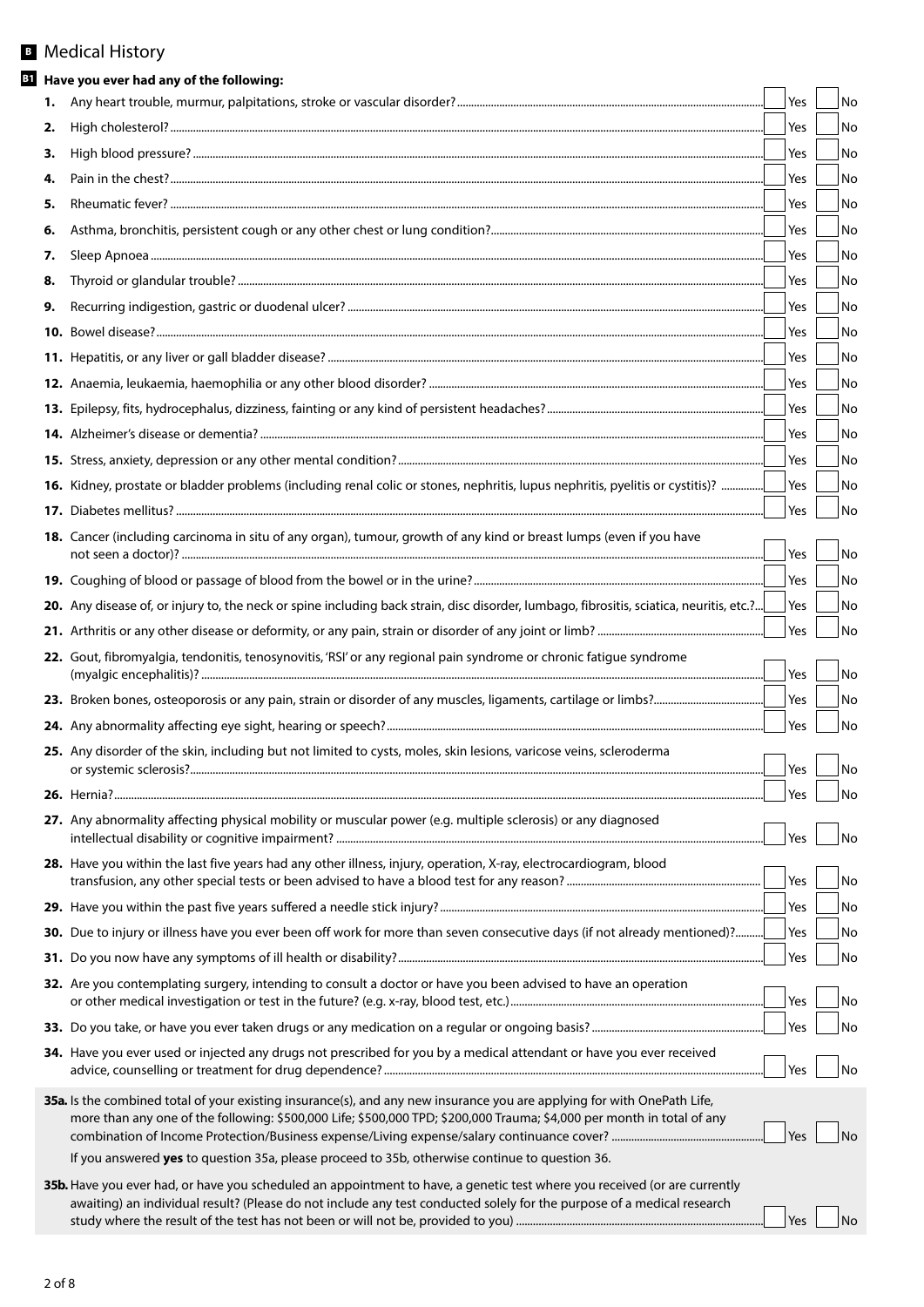## B Medical History

### B1 Have you ever had any of the following:

1. Any heart trouble, murmur, palpitations, stroke or vascular disorder? ☐ Yes ☐ No
2. High cholesterol? ☐ Yes ☐ No
3. High blood pressure? ☐ Yes ☐ No
4. Pain in the chest? ☐ Yes ☐ No
5. Rheumatic fever? ☐ Yes ☐ No
6. Asthma, bronchitis, persistent cough or any other chest or lung condition? ☐ Yes ☐ No
7. Sleep Apnoea ☐ Yes ☐ No
8. Thyroid or glandular trouble? ☐ Yes ☐ No
9. Recurring indigestion, gastric or duodenal ulcer? ☐ Yes ☐ No
10. Bowel disease? ☐ Yes ☐ No
11. Hepatitis, or any liver or gall bladder disease? ☐ Yes ☐ No
12. Anaemia, leukaemia, haemophilia or any other blood disorder? ☐ Yes ☐ No
13. Epilepsy, fits, hydrocephalus, dizziness, fainting or any kind of persistent headaches? ☐ Yes ☐ No
14. Alzheimer's disease or dementia? ☐ Yes ☐ No
15. Stress, anxiety, depression or any other mental condition? ☐ Yes ☐ No
16. Kidney, prostate or bladder problems (including renal colic or stones, nephritis, lupus nephritis, pyelitis or cystitis)? ☐ Yes ☐ No
17. Diabetes mellitus? ☐ Yes ☐ No
18. Cancer (including carcinoma in situ of any organ), tumour, growth of any kind or breast lumps (even if you have not seen a doctor)? ☐ Yes ☐ No
19. Coughing of blood or passage of blood from the bowel or in the urine? ☐ Yes ☐ No
20. Any disease of, or injury to, the neck or spine including back strain, disc disorder, lumbago, fibrositis, sciatica, neuritis, etc.? ☐ Yes ☐ No
21. Arthritis or any other disease or deformity, or any pain, strain or disorder of any joint or limb? ☐ Yes ☐ No
22. Gout, fibromyalgia, tendonitis, tenosynovitis, 'RSI' or any regional pain syndrome or chronic fatigue syndrome (myalgic encephalitis)? ☐ Yes ☐ No
23. Broken bones, osteoporosis or any pain, strain or disorder of any muscles, ligaments, cartilage or limbs? ☐ Yes ☐ No
24. Any abnormality affecting eye sight, hearing or speech? ☐ Yes ☐ No
25. Any disorder of the skin, including but not limited to cysts, moles, skin lesions, varicose veins, scleroderma or systemic sclerosis? ☐ Yes ☐ No
26. Hernia? ☐ Yes ☐ No
27. Any abnormality affecting physical mobility or muscular power (e.g. multiple sclerosis) or any diagnosed intellectual disability or cognitive impairment? ☐ Yes ☐ No
28. Have you within the last five years had any other illness, injury, operation, X-ray, electrocardiogram, blood transfusion, any other special tests or been advised to have a blood test for any reason? ☐ Yes ☐ No
29. Have you within the past five years suffered a needle stick injury? ☐ Yes ☐ No
30. Due to injury or illness have you ever been off work for more than seven consecutive days (if not already mentioned)? ☐ Yes ☐ No
31. Do you now have any symptoms of ill health or disability? ☐ Yes ☐ No
32. Are you contemplating surgery, intending to consult a doctor or have you been advised to have an operation or other medical investigation or test in the future? (e.g. x-ray, blood test, etc.) ☐ Yes ☐ No
33. Do you take, or have you ever taken drugs or any medication on a regular or ongoing basis? ☐ Yes ☐ No
34. Have you ever used or injected any drugs not prescribed for you by a medical attendant or have you ever received advice, counselling or treatment for drug dependence? ☐ Yes ☐ No

**35a.** Is the combined total of your existing insurance(s), and any new insurance you are applying for with OnePath Life, more than any one of the following: $500,000 Life; $500,000 TPD; $200,000 Trauma; $4,000 per month in total of any combination of Income Protection/Business expense/Living expense/salary continuance cover? ☐ Yes ☐ No

If you answered **yes** to question 35a, please proceed to 35b, otherwise continue to question 36.

**35b.** Have you ever had, or have you scheduled an appointment to have, a genetic test where you received (or are currently awaiting) an individual result? (Please do not include any test conducted solely for the purpose of a medical research study where the result of the test has not been or will not be, provided to you) ☐ Yes ☐ No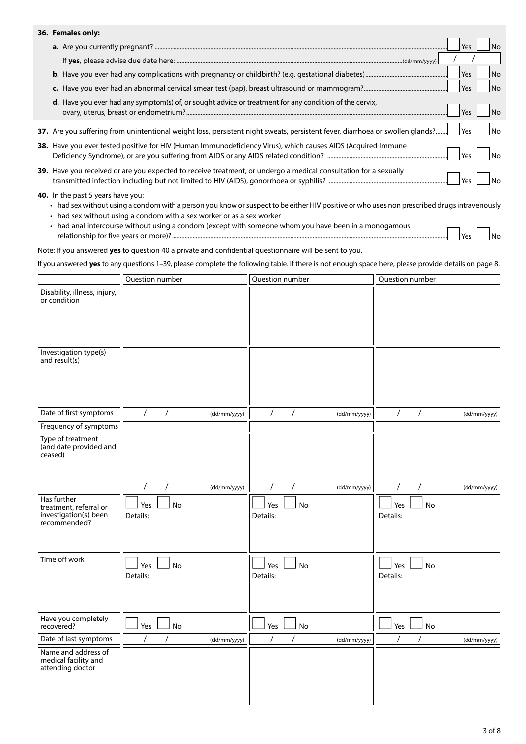**36. Females only:**

**a.** Are you currently pregnant? ☐ Yes ☐ No

If **yes**, please advise due date here: (dd/mm/yyyy) / /

**b.** Have you ever had any complications with pregnancy or childbirth? (e.g. gestational diabetes) ☐ Yes ☐ No

**c.** Have you ever had an abnormal cervical smear test (pap), breast ultrasound or mammogram? ☐ Yes ☐ No

**d.** Have you ever had any symptom(s) of, or sought advice or treatment for any condition of the cervix, ovary, uterus, breast or endometrium? ☐ Yes ☐ No

**37.** Are you suffering from unintentional weight loss, persistent night sweats, persistent fever, diarrhoea or swollen glands? ☐ Yes ☐ No

**38.** Have you ever tested positive for HIV (Human Immunodeficiency Virus), which causes AIDS (Acquired Immune Deficiency Syndrome), or are you suffering from AIDS or any AIDS related condition? ☐ Yes ☐ No

**39.** Have you received or are you expected to receive treatment, or undergo a medical consultation for a sexually transmitted infection including but not limited to HIV (AIDS), gonorrhoea or syphilis? ☐ Yes ☐ No

**40.** In the past 5 years have you:

- had sex without using a condom with a person you know or suspect to be either HIV positive or who uses non prescribed drugs intravenously
- had sex without using a condom with a sex worker or as a sex worker
- had anal intercourse without using a condom (except with someone whom you have been in a monogamous relationship for five years or more)? ☐ Yes ☐ No

Note: If you answered **yes** to question 40 a private and confidential questionnaire will be sent to you.

If you answered **yes** to any questions 1–39, please complete the following table. If there is not enough space here, please provide details on page 8.

| | Question number | Question number | Question number |
|---|---|---|---|
| Disability, illness, injury, or condition | | | |
| Investigation type(s) and result(s) | | | |
| Date of first symptoms | / / (dd/mm/yyyy) | / / (dd/mm/yyyy) | / / (dd/mm/yyyy) |
| Frequency of symptoms | | | |
| Type of treatment (and date provided and ceased) | / / (dd/mm/yyyy) | / / (dd/mm/yyyy) | / / (dd/mm/yyyy) |
| Has further treatment, referral or investigation(s) been recommended? | ☐ Yes ☐ No<br>Details: | ☐ Yes ☐ No<br>Details: | ☐ Yes ☐ No<br>Details: |
| Time off work | ☐ Yes ☐ No<br>Details: | ☐ Yes ☐ No<br>Details: | ☐ Yes ☐ No<br>Details: |
| Have you completely recovered? | ☐ Yes ☐ No | ☐ Yes ☐ No | ☐ Yes ☐ No |
| Date of last symptoms | / / (dd/mm/yyyy) | / / (dd/mm/yyyy) | / / (dd/mm/yyyy) |
| Name and address of medical facility and attending doctor | | | |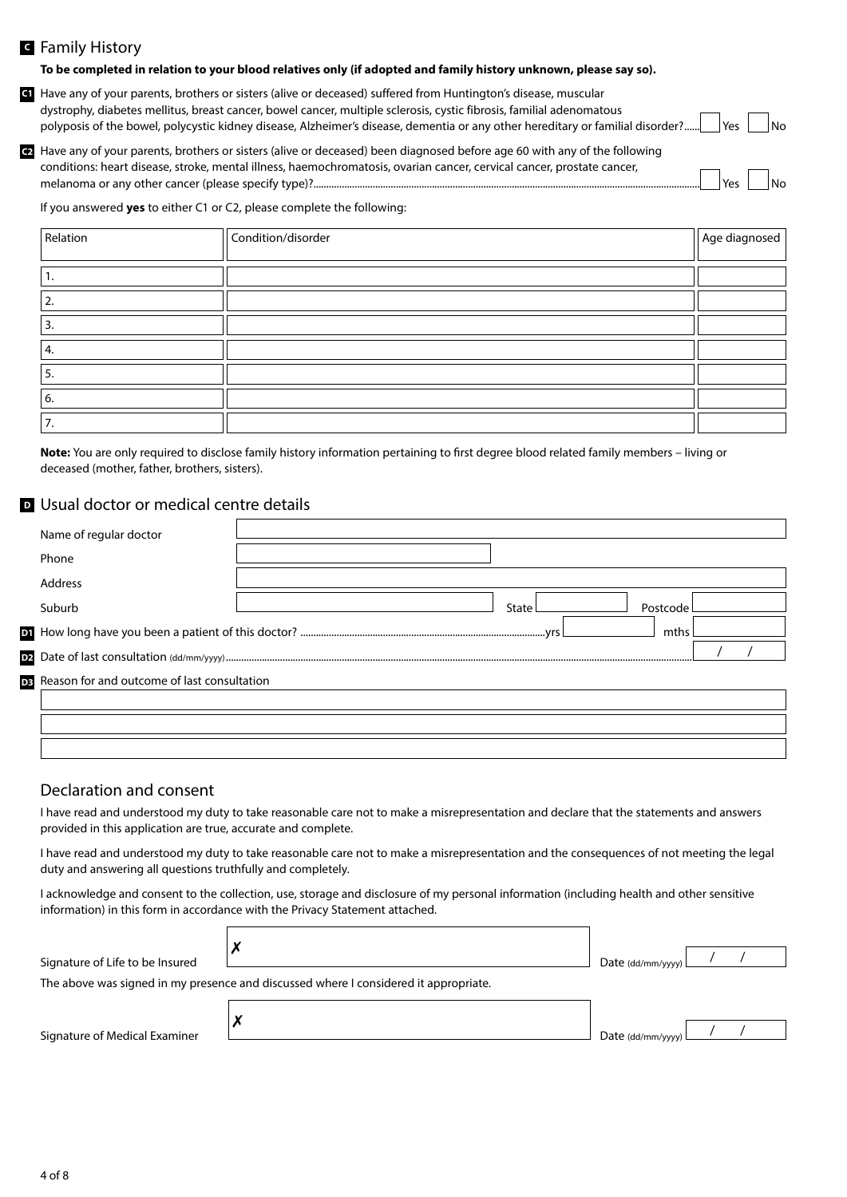## C Family History

**To be completed in relation to your blood relatives only (if adopted and family history unknown, please say so).**

**C1** Have any of your parents, brothers or sisters (alive or deceased) suffered from Huntington's disease, muscular dystrophy, diabetes mellitus, breast cancer, bowel cancer, multiple sclerosis, cystic fibrosis, familial adenomatous polyposis of the bowel, polycystic kidney disease, Alzheimer's disease, dementia or any other hereditary or familial disorder?...... ☐ Yes ☐ No

**C2** Have any of your parents, brothers or sisters (alive or deceased) been diagnosed before age 60 with any of the following conditions: heart disease, stroke, mental illness, haemochromatosis, ovarian cancer, cervical cancer, prostate cancer, melanoma or any other cancer (please specify type)?...... ☐ Yes ☐ No

If you answered **yes** to either C1 or C2, please complete the following:

| Relation | Condition/disorder | Age diagnosed |
|---|---|---|
| 1. | | |
| 2. | | |
| 3. | | |
| 4. | | |
| 5. | | |
| 6. | | |
| 7. | | |

**Note:** You are only required to disclose family history information pertaining to first degree blood related family members – living or deceased (mother, father, brothers, sisters).

## D Usual doctor or medical centre details

Name of regular doctor ____________________

Phone ____________________

Address ____________________

Suburb ____________________ State __________ Postcode __________

**D1** How long have you been a patient of this doctor? ...... yrs ______ mths ______

**D2** Date of last consultation (dd/mm/yyyy)...... / /

**D3** Reason for and outcome of last consultation

____________________

____________________

____________________

## Declaration and consent

I have read and understood my duty to take reasonable care not to make a misrepresentation and declare that the statements and answers provided in this application are true, accurate and complete.

I have read and understood my duty to take reasonable care not to make a misrepresentation and the consequences of not meeting the legal duty and answering all questions truthfully and completely.

I acknowledge and consent to the collection, use, storage and disclosure of my personal information (including health and other sensitive information) in this form in accordance with the Privacy Statement attached.

Signature of Life to be Insured ✗ ____________________ Date (dd/mm/yyyy) / /

The above was signed in my presence and discussed where I considered it appropriate.

Signature of Medical Examiner ✗ ____________________ Date (dd/mm/yyyy) / /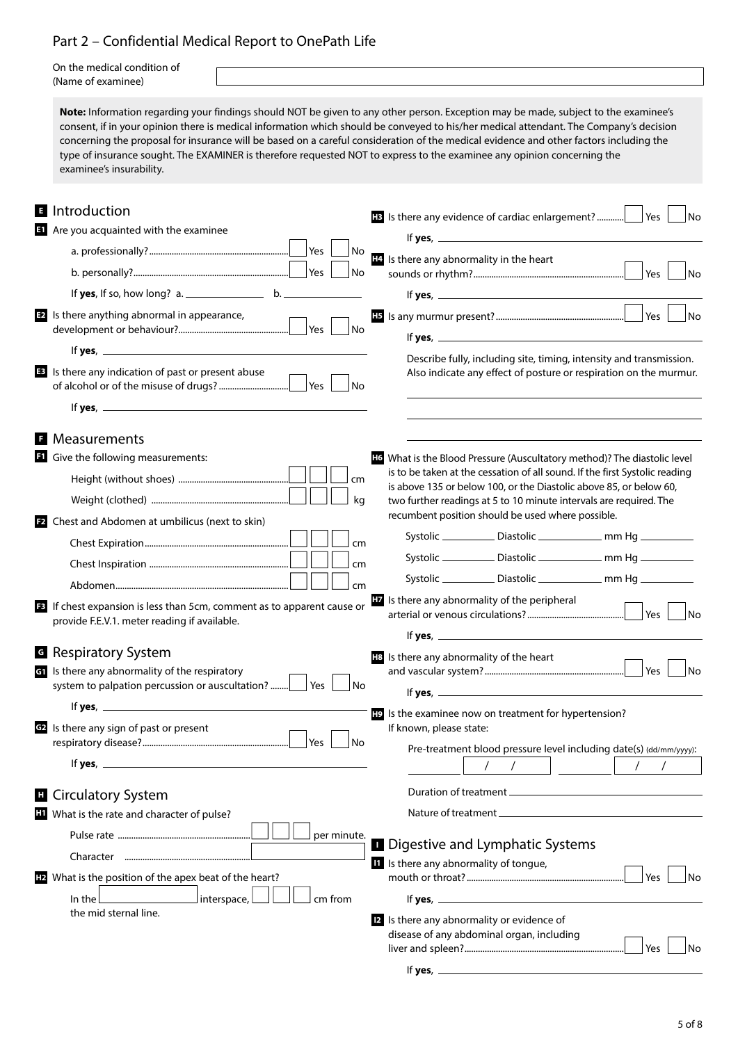# Part 2 – Confidential Medical Report to OnePath Life

On the medical condition of (Name of examinee) ____________________

**Note:** Information regarding your findings should NOT be given to any other person. Exception may be made, subject to the examinee's consent, if in your opinion there is medical information which should be conveyed to his/her medical attendant. The Company's decision concerning the proposal for insurance will be based on a careful consideration of the medical evidence and other factors including the type of insurance sought. The EXAMINER is therefore requested NOT to express to the examinee any opinion concerning the examinee's insurability.

## E Introduction

**E1** Are you acquainted with the examinee

a. professionally? ☐ Yes ☐ No

b. personally? ☐ Yes ☐ No

If **yes**, If so, how long? a. ____________ b. ____________

**E2** Is there anything abnormal in appearance, development or behaviour? ☐ Yes ☐ No

If **yes**, ____________________

**E3** Is there any indication of past or present abuse of alcohol or of the misuse of drugs? ☐ Yes ☐ No

If **yes**, ____________________

## F Measurements

**F1** Give the following measurements:

Height (without shoes) ☐☐☐ cm

Weight (clothed) ☐☐☐ kg

**F2** Chest and Abdomen at umbilicus (next to skin)

Chest Expiration ☐☐☐ cm

Chest Inspiration ☐☐☐ cm

Abdomen ☐☐☐ cm

**F3** If chest expansion is less than 5cm, comment as to apparent cause or provide F.E.V.1. meter reading if available.

## G Respiratory System

**G1** Is there any abnormality of the respiratory system to palpation percussion or auscultation? ☐ Yes ☐ No

If **yes**, ____________________

**G2** Is there any sign of past or present respiratory disease? ☐ Yes ☐ No

If **yes**, ____________________

## H Circulatory System

**H1** What is the rate and character of pulse?

Pulse rate ☐☐☐ per minute.

Character ____________

**H2** What is the position of the apex beat of the heart?

In the ____________ interspace, ☐☐☐ cm from the mid sternal line.

**H3** Is there any evidence of cardiac enlargement? ☐ Yes ☐ No

If **yes**, ____________________

**H4** Is there any abnormality in the heart sounds or rhythm? ☐ Yes ☐ No

If **yes**, ____________________

**H5** Is any murmur present? ☐ Yes ☐ No

If **yes**, ____________________

Describe fully, including site, timing, intensity and transmission. Also indicate any effect of posture or respiration on the murmur.

____________________

____________________

____________________

**H6** What is the Blood Pressure (Auscultatory method)? The diastolic level is to be taken at the cessation of all sound. If the first Systolic reading is above 135 or below 100, or the Diastolic above 85, or below 60, two further readings at 5 to 10 minute intervals are required. The recumbent position should be used where possible.

Systolic ________ Diastolic ________ mm Hg ________

Systolic ________ Diastolic ________ mm Hg ________

Systolic ________ Diastolic ________ mm Hg ________

**H7** Is there any abnormality of the peripheral arterial or venous circulations? ☐ Yes ☐ No

If **yes**, ____________________

**H8** Is there any abnormality of the heart and vascular system? ☐ Yes ☐ No

If **yes**, ____________________

**H9** Is the examinee now on treatment for hypertension?
If known, please state:

Pre-treatment blood pressure level including date(s) (dd/mm/yyyy):

________ / / ________ / /

Duration of treatment ____________________

Nature of treatment ____________________

## I Digestive and Lymphatic Systems

**I1** Is there any abnormality of tongue, mouth or throat? ☐ Yes ☐ No

If **yes**, ____________________

**I2** Is there any abnormality or evidence of disease of any abdominal organ, including liver and spleen? ☐ Yes ☐ No

If **yes**, ____________________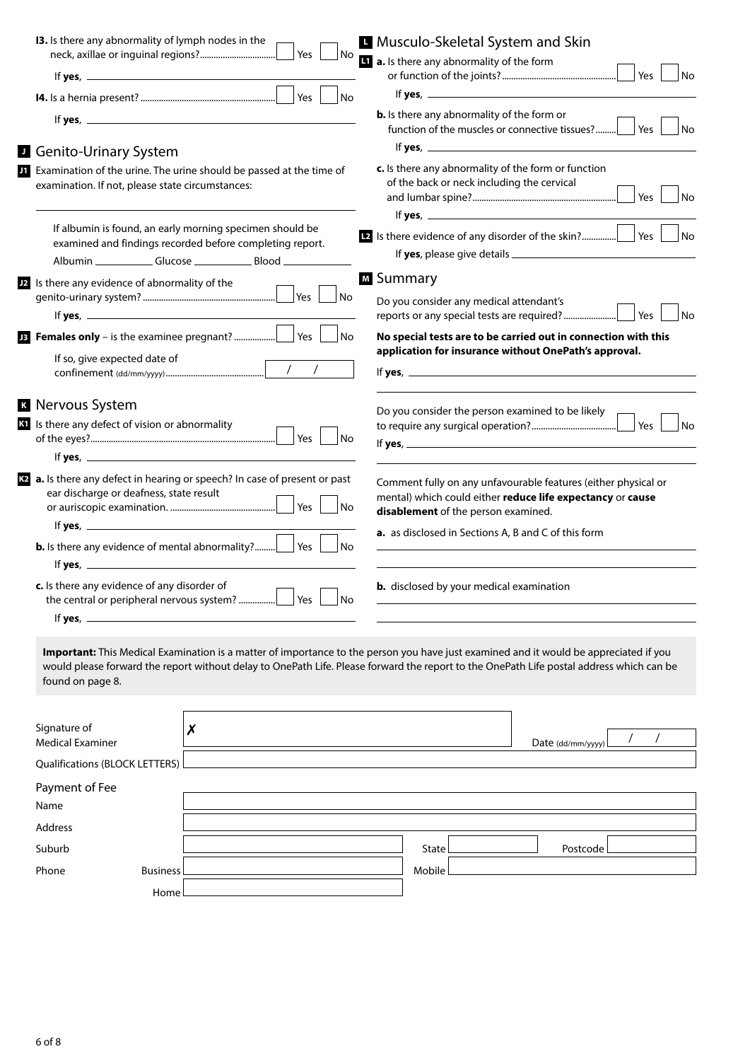**I3.** Is there any abnormality of lymph nodes in the neck, axillae or inguinal regions? ☐ Yes ☐ No

If **yes**, ______________________________

**I4.** Is a hernia present? ☐ Yes ☐ No

If **yes**, ______________________________

## J Genito-Urinary System

**J1** Examination of the urine. The urine should be passed at the time of examination. If not, please state circumstances:

______________________________

If albumin is found, an early morning specimen should be examined and findings recorded before completing report.

Albumin __________ Glucose __________ Blood __________

**J2** Is there any evidence of abnormality of the genito-urinary system? ☐ Yes ☐ No

If **yes**, ______________________________

**J3** **Females only** – is the examinee pregnant? ☐ Yes ☐ No

If so, give expected date of confinement (dd/mm/yyyy) ____ / ____ / ____

## K Nervous System

**K1** Is there any defect of vision or abnormality of the eyes? ☐ Yes ☐ No

If **yes**, ______________________________

**K2** **a.** Is there any defect in hearing or speech? In case of present or past ear discharge or deafness, state result or auriscopic examination. ☐ Yes ☐ No

If **yes**, ______________________________

**b.** Is there any evidence of mental abnormality? ☐ Yes ☐ No

If **yes**, ______________________________

**c.** Is there any evidence of any disorder of the central or peripheral nervous system? ☐ Yes ☐ No

If **yes**, ______________________________

## L Musculo-Skeletal System and Skin

**L1** **a.** Is there any abnormality of the form or function of the joints? ☐ Yes ☐ No

If **yes**, ______________________________

**b.** Is there any abnormality of the form or function of the muscles or connective tissues? ☐ Yes ☐ No

If **yes**, ______________________________

**c.** Is there any abnormality of the form or function of the back or neck including the cervical and lumbar spine? ☐ Yes ☐ No

If **yes**, ______________________________

**L2** Is there evidence of any disorder of the skin? ☐ Yes ☐ No

If **yes**, please give details ______________________________

## M Summary

Do you consider any medical attendant's reports or any special tests are required? ☐ Yes ☐ No

**No special tests are to be carried out in connection with this application for insurance without OnePath's approval.**

If **yes**, ______________________________

______________________________

Do you consider the person examined to be likely to require any surgical operation? ☐ Yes ☐ No

If **yes**, ______________________________

______________________________

Comment fully on any unfavourable features (either physical or mental) which could either **reduce life expectancy** or **cause disablement** of the person examined.

**a.** as disclosed in Sections A, B and C of this form

______________________________

______________________________

**b.** disclosed by your medical examination

______________________________

______________________________

**Important:** This Medical Examination is a matter of importance to the person you have just examined and it would be appreciated if you would please forward the report without delay to OnePath Life. Please forward the report to the OnePath Life postal address which can be found on page 8.

Signature of Medical Examiner ✗ ______________________________ Date (dd/mm/yyyy) ____ / ____ / ____

Qualifications (BLOCK LETTERS) ______________________________

**Payment of Fee**

Name ______________________________

Address ______________________________

Suburb ______________________________ State __________ Postcode __________

Phone Business ______________________________ Mobile ______________________________

Home ______________________________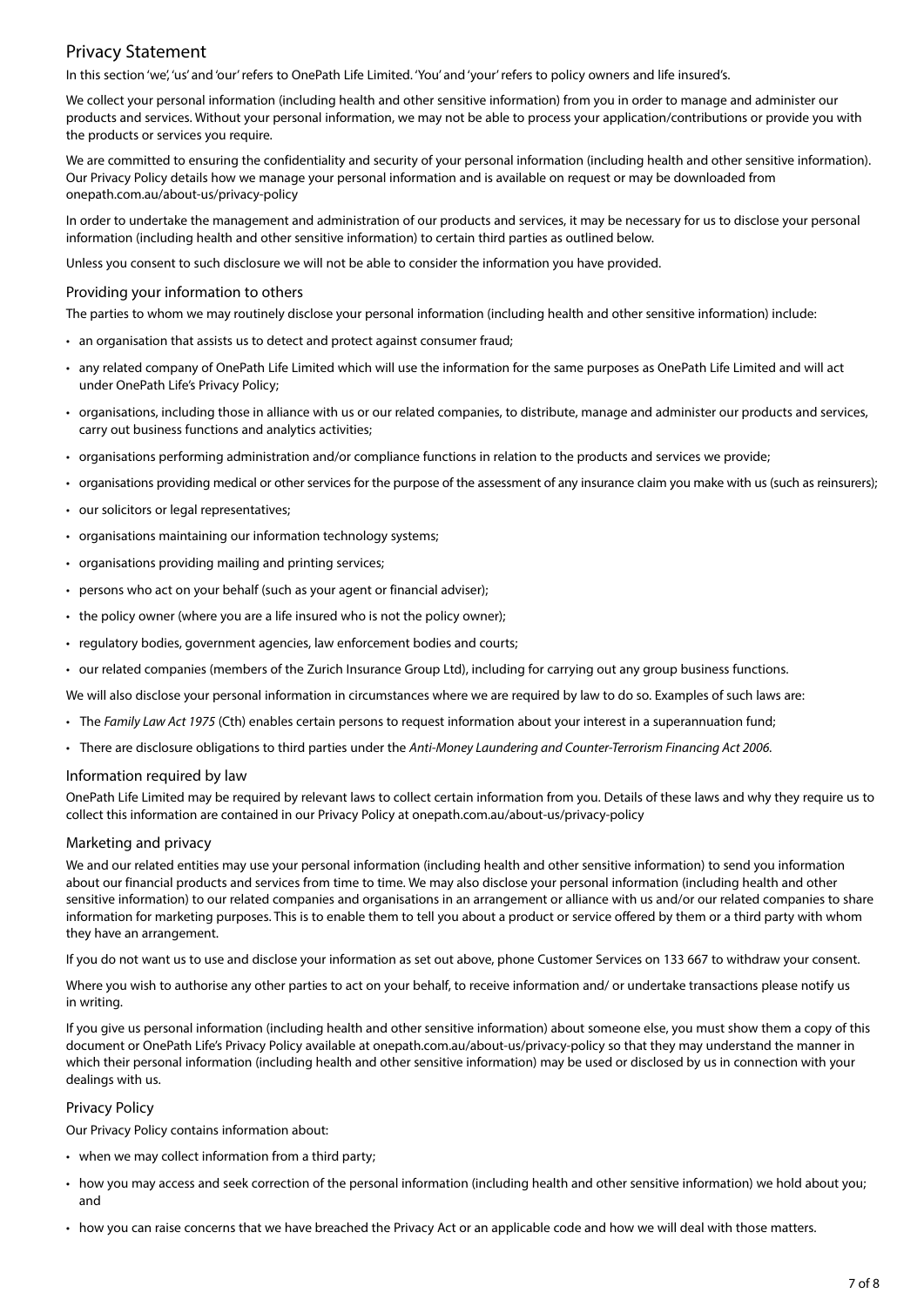# Privacy Statement

In this section 'we', 'us' and 'our' refers to OnePath Life Limited. 'You' and 'your' refers to policy owners and life insured's.

We collect your personal information (including health and other sensitive information) from you in order to manage and administer our products and services. Without your personal information, we may not be able to process your application/contributions or provide you with the products or services you require.

We are committed to ensuring the confidentiality and security of your personal information (including health and other sensitive information). Our Privacy Policy details how we manage your personal information and is available on request or may be downloaded from onepath.com.au/about-us/privacy-policy

In order to undertake the management and administration of our products and services, it may be necessary for us to disclose your personal information (including health and other sensitive information) to certain third parties as outlined below.

Unless you consent to such disclosure we will not be able to consider the information you have provided.

## Providing your information to others

The parties to whom we may routinely disclose your personal information (including health and other sensitive information) include:

- an organisation that assists us to detect and protect against consumer fraud;
- any related company of OnePath Life Limited which will use the information for the same purposes as OnePath Life Limited and will act under OnePath Life's Privacy Policy;
- organisations, including those in alliance with us or our related companies, to distribute, manage and administer our products and services, carry out business functions and analytics activities;
- organisations performing administration and/or compliance functions in relation to the products and services we provide;
- organisations providing medical or other services for the purpose of the assessment of any insurance claim you make with us (such as reinsurers);
- our solicitors or legal representatives;
- organisations maintaining our information technology systems;
- organisations providing mailing and printing services;
- persons who act on your behalf (such as your agent or financial adviser);
- the policy owner (where you are a life insured who is not the policy owner);
- regulatory bodies, government agencies, law enforcement bodies and courts;
- our related companies (members of the Zurich Insurance Group Ltd), including for carrying out any group business functions.

We will also disclose your personal information in circumstances where we are required by law to do so. Examples of such laws are:

- The *Family Law Act 1975* (Cth) enables certain persons to request information about your interest in a superannuation fund;
- There are disclosure obligations to third parties under the *Anti-Money Laundering and Counter-Terrorism Financing Act 2006.*

## Information required by law

OnePath Life Limited may be required by relevant laws to collect certain information from you. Details of these laws and why they require us to collect this information are contained in our Privacy Policy at onepath.com.au/about-us/privacy-policy

## Marketing and privacy

We and our related entities may use your personal information (including health and other sensitive information) to send you information about our financial products and services from time to time. We may also disclose your personal information (including health and other sensitive information) to our related companies and organisations in an arrangement or alliance with us and/or our related companies to share information for marketing purposes. This is to enable them to tell you about a product or service offered by them or a third party with whom they have an arrangement.

If you do not want us to use and disclose your information as set out above, phone Customer Services on 133 667 to withdraw your consent.

Where you wish to authorise any other parties to act on your behalf, to receive information and/ or undertake transactions please notify us in writing.

If you give us personal information (including health and other sensitive information) about someone else, you must show them a copy of this document or OnePath Life's Privacy Policy available at onepath.com.au/about-us/privacy-policy so that they may understand the manner in which their personal information (including health and other sensitive information) may be used or disclosed by us in connection with your dealings with us.

## Privacy Policy

Our Privacy Policy contains information about:

- when we may collect information from a third party;
- how you may access and seek correction of the personal information (including health and other sensitive information) we hold about you; and
- how you can raise concerns that we have breached the Privacy Act or an applicable code and how we will deal with those matters.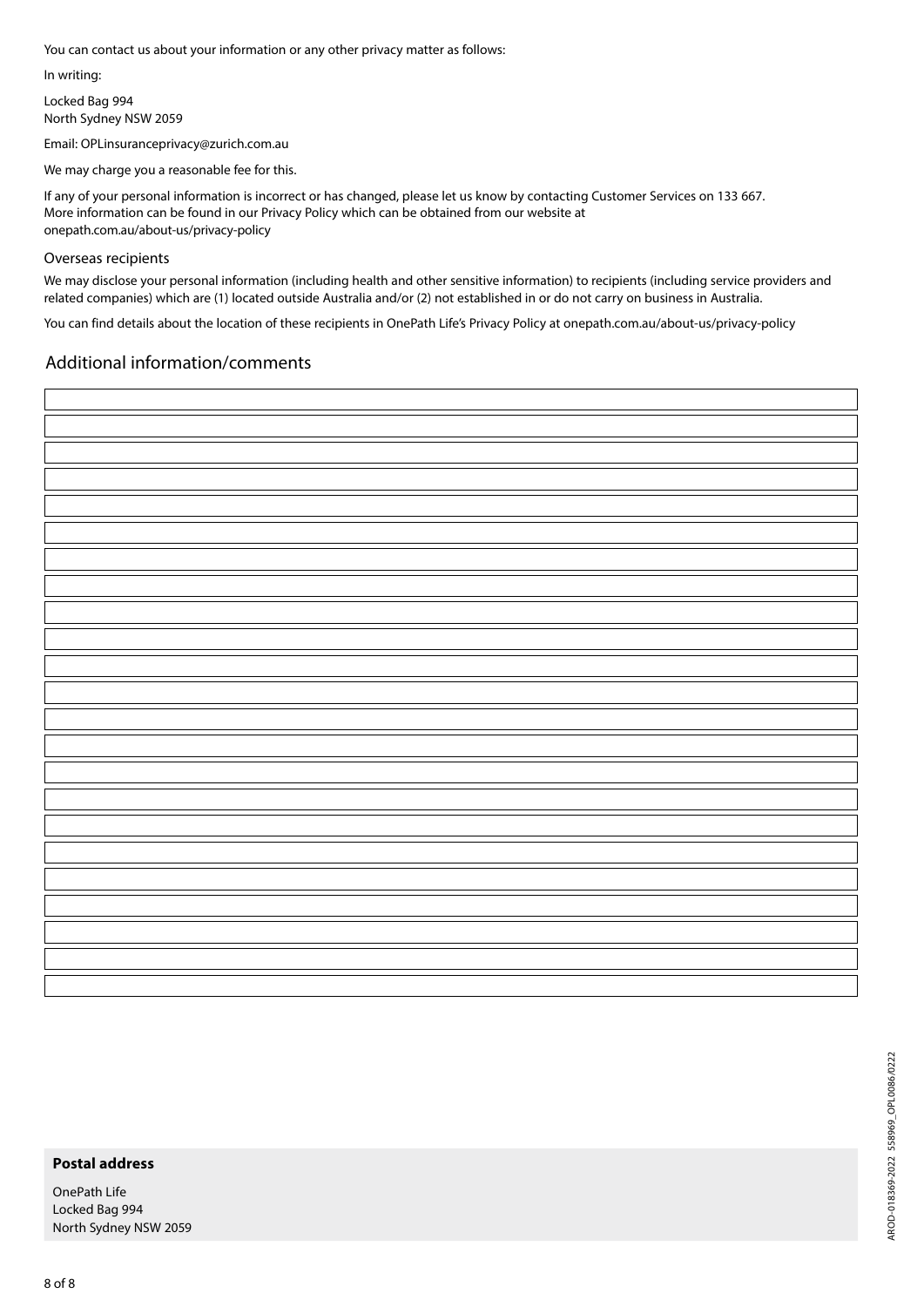You can contact us about your information or any other privacy matter as follows:

In writing:

Locked Bag 994
North Sydney NSW 2059

Email: OPLinsuranceprivacy@zurich.com.au

We may charge you a reasonable fee for this.

If any of your personal information is incorrect or has changed, please let us know by contacting Customer Services on 133 667.
More information can be found in our Privacy Policy which can be obtained from our website at
onepath.com.au/about-us/privacy-policy

### Overseas recipients

We may disclose your personal information (including health and other sensitive information) to recipients (including service providers and related companies) which are (1) located outside Australia and/or (2) not established in or do not carry on business in Australia.

You can find details about the location of these recipients in OnePath Life's Privacy Policy at onepath.com.au/about-us/privacy-policy

## Additional information/comments

**Postal address**

OnePath Life
Locked Bag 994
North Sydney NSW 2059

AROD-018369-2022 558969_OPL0086/0222